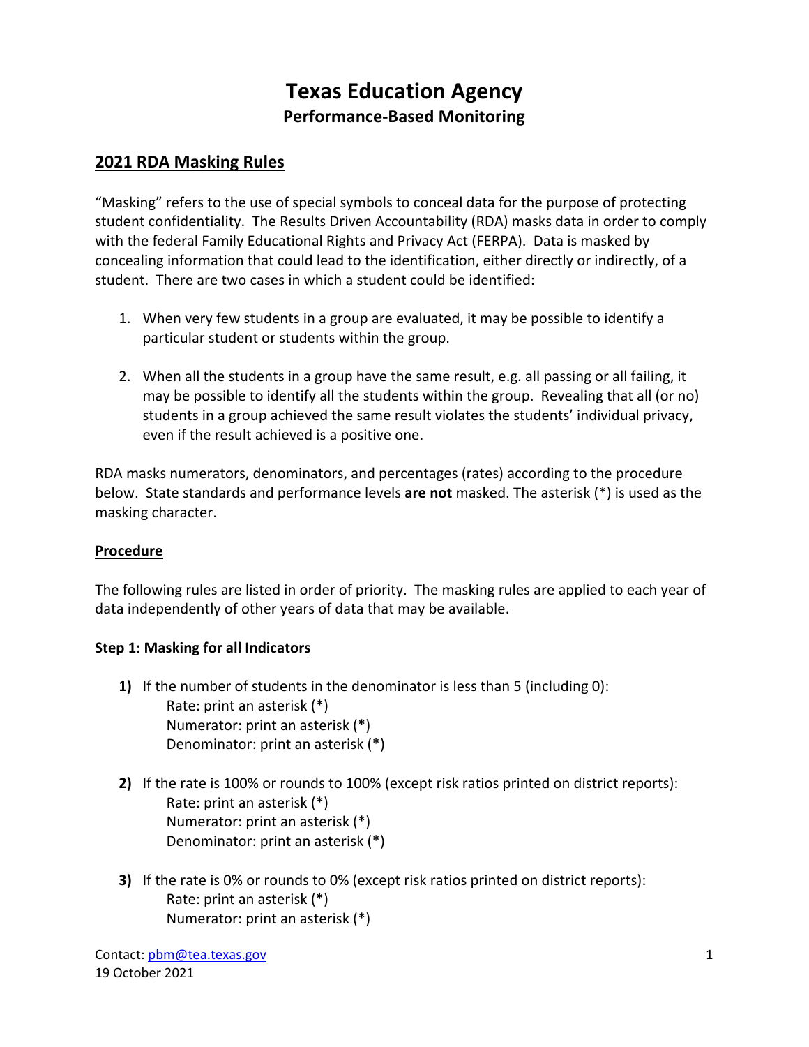# Texas Education Agency
## Performance-Based Monitoring

### 2021 RDA Masking Rules

"Masking" refers to the use of special symbols to conceal data for the purpose of protecting student confidentiality. The Results Driven Accountability (RDA) masks data in order to comply with the federal Family Educational Rights and Privacy Act (FERPA). Data is masked by concealing information that could lead to the identification, either directly or indirectly, of a student. There are two cases in which a student could be identified:

1. When very few students in a group are evaluated, it may be possible to identify a particular student or students within the group.

2. When all the students in a group have the same result, e.g. all passing or all failing, it may be possible to identify all the students within the group. Revealing that all (or no) students in a group achieved the same result violates the students' individual privacy, even if the result achieved is a positive one.

RDA masks numerators, denominators, and percentages (rates) according to the procedure below. State standards and performance levels **are not** masked. The asterisk (*) is used as the masking character.

#### Procedure

The following rules are listed in order of priority. The masking rules are applied to each year of data independently of other years of data that may be available.

#### Step 1: Masking for all Indicators

**1)** If the number of students in the denominator is less than 5 (including 0):
  Rate: print an asterisk (*)
  Numerator: print an asterisk (*)
  Denominator: print an asterisk (*)

**2)** If the rate is 100% or rounds to 100% (except risk ratios printed on district reports):
  Rate: print an asterisk (*)
  Numerator: print an asterisk (*)
  Denominator: print an asterisk (*)

**3)** If the rate is 0% or rounds to 0% (except risk ratios printed on district reports):
  Rate: print an asterisk (*)
  Numerator: print an asterisk (*)

Contact: pbm@tea.texas.gov
19 October 2021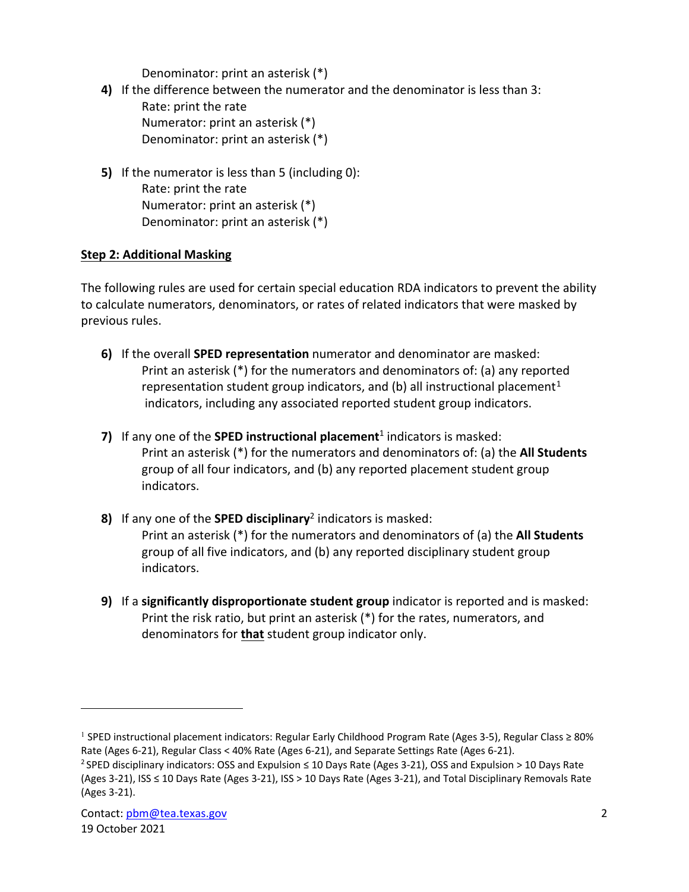Denominator: print an asterisk (*)

4) If the difference between the numerator and the denominator is less than 3:
   Rate: print the rate
   Numerator: print an asterisk (*)
   Denominator: print an asterisk (*)

5) If the numerator is less than 5 (including 0):
   Rate: print the rate
   Numerator: print an asterisk (*)
   Denominator: print an asterisk (*)

## Step 2: Additional Masking

The following rules are used for certain special education RDA indicators to prevent the ability to calculate numerators, denominators, or rates of related indicators that were masked by previous rules.

6) If the overall **SPED representation** numerator and denominator are masked:
   Print an asterisk (*) for the numerators and denominators of: (a) any reported representation student group indicators, and (b) all instructional placement[1] indicators, including any associated reported student group indicators.

7) If any one of the **SPED instructional placement**[1] indicators is masked:
   Print an asterisk (*) for the numerators and denominators of: (a) the **All Students** group of all four indicators, and (b) any reported placement student group indicators.

8) If any one of the **SPED disciplinary**[2] indicators is masked:
   Print an asterisk (*) for the numerators and denominators of (a) the **All Students** group of all five indicators, and (b) any reported disciplinary student group indicators.

9) If a **significantly disproportionate student group** indicator is reported and is masked:
   Print the risk ratio, but print an asterisk (*) for the rates, numerators, and denominators for **that** student group indicator only.

---

[1] SPED instructional placement indicators: Regular Early Childhood Program Rate (Ages 3-5), Regular Class ≥ 80% Rate (Ages 6-21), Regular Class < 40% Rate (Ages 6-21), and Separate Settings Rate (Ages 6-21).

[2] SPED disciplinary indicators: OSS and Expulsion ≤ 10 Days Rate (Ages 3-21), OSS and Expulsion > 10 Days Rate (Ages 3-21), ISS ≤ 10 Days Rate (Ages 3-21), ISS > 10 Days Rate (Ages 3-21), and Total Disciplinary Removals Rate (Ages 3-21).

Contact: pbm@tea.texas.gov
19 October 2021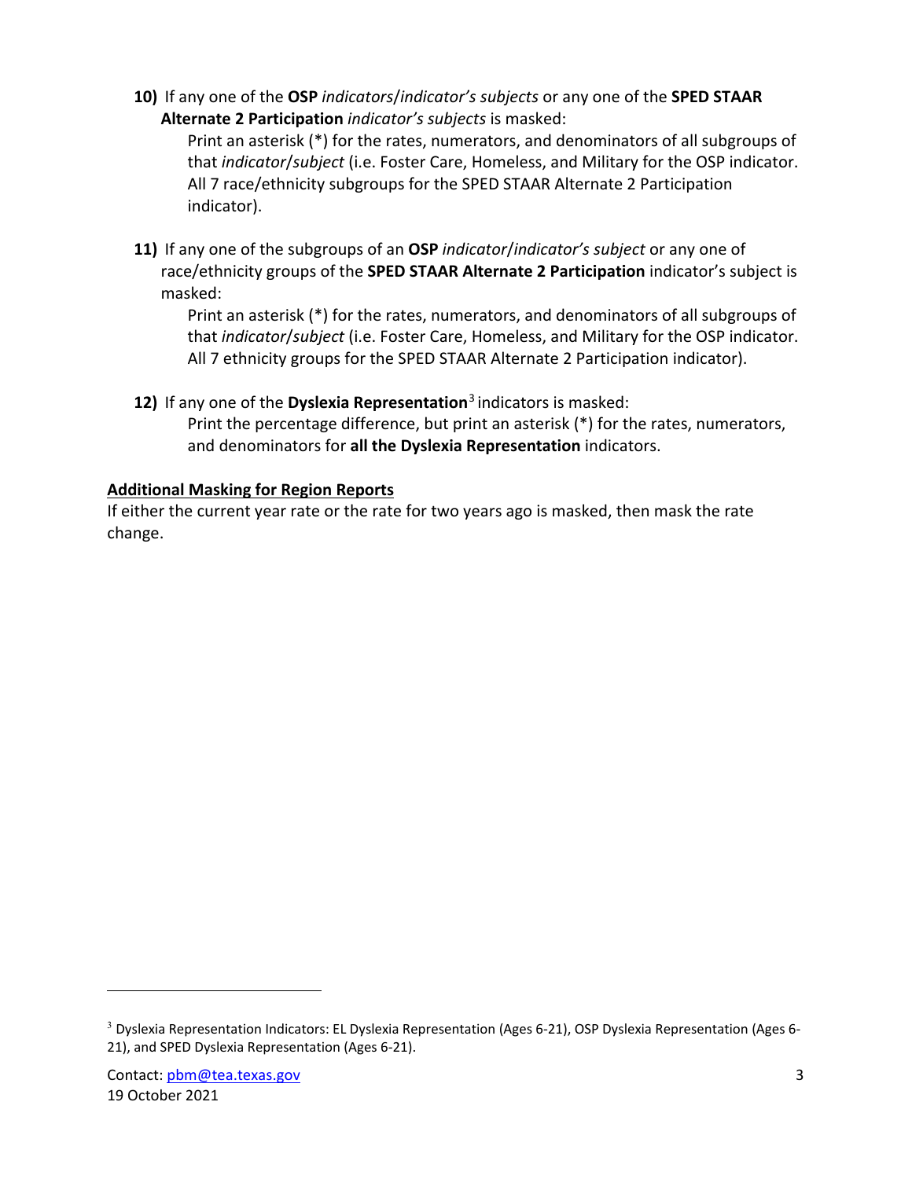10) If any one of the **OSP** *indicators*/*indicator's subjects* or any one of the **SPED STAAR Alternate 2 Participation** *indicator's subjects* is masked:

    Print an asterisk (*) for the rates, numerators, and denominators of all subgroups of that *indicator*/*subject* (i.e. Foster Care, Homeless, and Military for the OSP indicator. All 7 race/ethnicity subgroups for the SPED STAAR Alternate 2 Participation indicator).

11) If any one of the subgroups of an **OSP** *indicator*/*indicator's subject* or any one of race/ethnicity groups of the **SPED STAAR Alternate 2 Participation** indicator's subject is masked:

    Print an asterisk (*) for the rates, numerators, and denominators of all subgroups of that *indicator*/*subject* (i.e. Foster Care, Homeless, and Military for the OSP indicator. All 7 ethnicity groups for the SPED STAAR Alternate 2 Participation indicator).

12) If any one of the **Dyslexia Representation**[3] indicators is masked:

    Print the percentage difference, but print an asterisk (*) for the rates, numerators, and denominators for **all the Dyslexia Representation** indicators.

**Additional Masking for Region Reports**

If either the current year rate or the rate for two years ago is masked, then mask the rate change.

[3] Dyslexia Representation Indicators: EL Dyslexia Representation (Ages 6-21), OSP Dyslexia Representation (Ages 6-21), and SPED Dyslexia Representation (Ages 6-21).

Contact: pbm@tea.texas.gov
19 October 2021